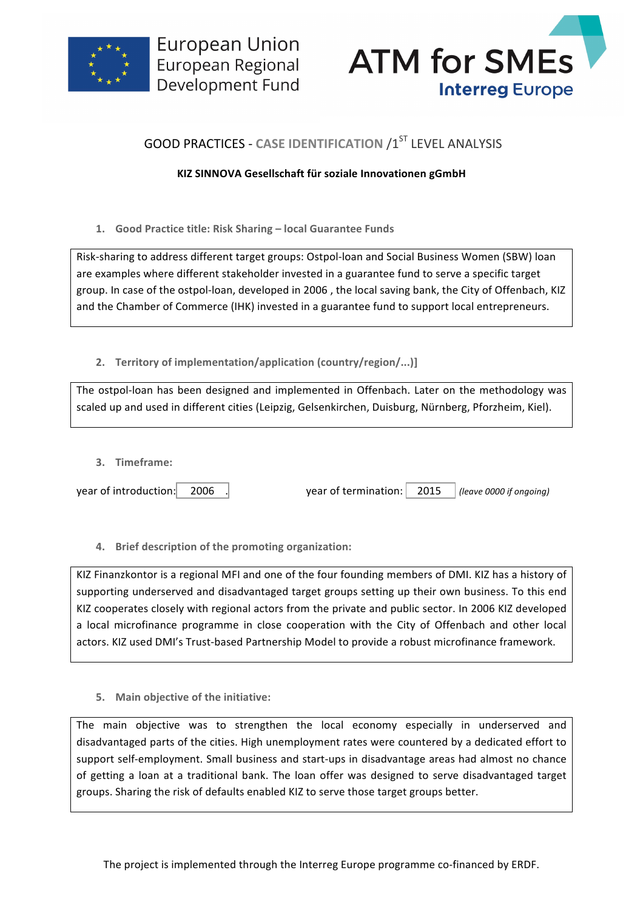European Union
European Regional
Development Fund

ATM for SMEs
Interreg Europe

# GOOD PRACTICES - CASE IDENTIFICATION /1[ST] LEVEL ANALYSIS

**KIZ SINNOVA Gesellschaft für soziale Innovationen gGmbH**

## 1. Good Practice title: Risk Sharing – local Guarantee Funds

Risk-sharing to address different target groups: Ostpol-loan and Social Business Women (SBW) loan are examples where different stakeholder invested in a guarantee fund to serve a specific target group. In case of the ostpol-loan, developed in 2006 , the local saving bank, the City of Offenbach, KIZ and the Chamber of Commerce (IHK) invested in a guarantee fund to support local entrepreneurs.

## 2. Territory of implementation/application (country/region/...)]

The ostpol-loan has been designed and implemented in Offenbach. Later on the methodology was scaled up and used in different cities (Leipzig, Gelsenkirchen, Duisburg, Nürnberg, Pforzheim, Kiel).

## 3. Timeframe:

year of introduction: 2006 .    year of termination: 2015 *(leave 0000 if ongoing)*

## 4. Brief description of the promoting organization:

KIZ Finanzkontor is a regional MFI and one of the four founding members of DMI. KIZ has a history of supporting underserved and disadvantaged target groups setting up their own business. To this end KIZ cooperates closely with regional actors from the private and public sector. In 2006 KIZ developed a local microfinance programme in close cooperation with the City of Offenbach and other local actors. KIZ used DMI's Trust-based Partnership Model to provide a robust microfinance framework.

## 5. Main objective of the initiative:

The main objective was to strengthen the local economy especially in underserved and disadvantaged parts of the cities. High unemployment rates were countered by a dedicated effort to support self-employment. Small business and start-ups in disadvantage areas had almost no chance of getting a loan at a traditional bank. The loan offer was designed to serve disadvantaged target groups. Sharing the risk of defaults enabled KIZ to serve those target groups better.

The project is implemented through the Interreg Europe programme co-financed by ERDF.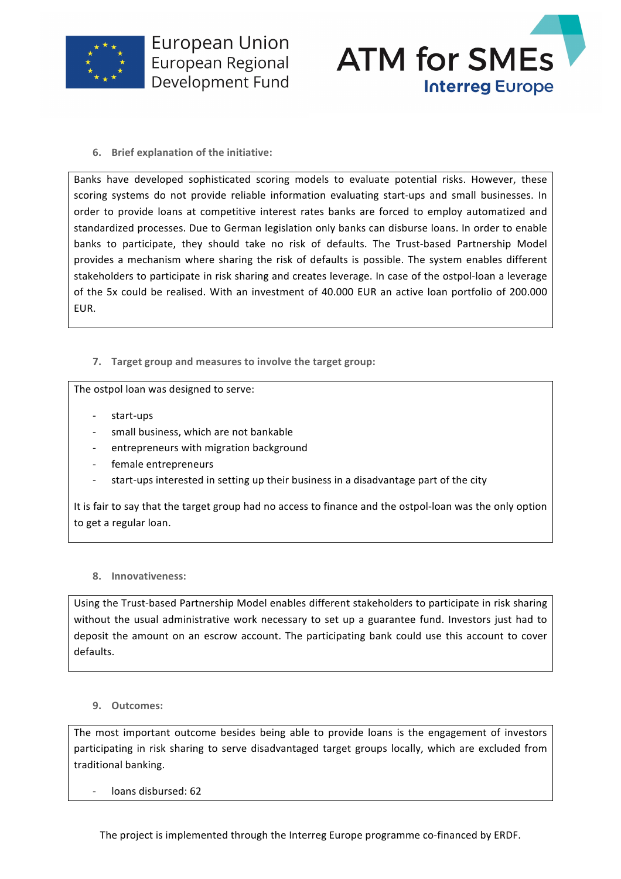### 6. Brief explanation of the initiative:

Banks have developed sophisticated scoring models to evaluate potential risks. However, these scoring systems do not provide reliable information evaluating start-ups and small businesses. In order to provide loans at competitive interest rates banks are forced to employ automatized and standardized processes. Due to German legislation only banks can disburse loans. In order to enable banks to participate, they should take no risk of defaults. The Trust-based Partnership Model provides a mechanism where sharing the risk of defaults is possible. The system enables different stakeholders to participate in risk sharing and creates leverage. In case of the ostpol-loan a leverage of the 5x could be realised. With an investment of 40.000 EUR an active loan portfolio of 200.000 EUR.

### 7. Target group and measures to involve the target group:

The ostpol loan was designed to serve:

- start-ups
- small business, which are not bankable
- entrepreneurs with migration background
- female entrepreneurs
- start-ups interested in setting up their business in a disadvantage part of the city

It is fair to say that the target group had no access to finance and the ostpol-loan was the only option to get a regular loan.

### 8. Innovativeness:

Using the Trust-based Partnership Model enables different stakeholders to participate in risk sharing without the usual administrative work necessary to set up a guarantee fund. Investors just had to deposit the amount on an escrow account. The participating bank could use this account to cover defaults.

### 9. Outcomes:

The most important outcome besides being able to provide loans is the engagement of investors participating in risk sharing to serve disadvantaged target groups locally, which are excluded from traditional banking.

- loans disbursed: 62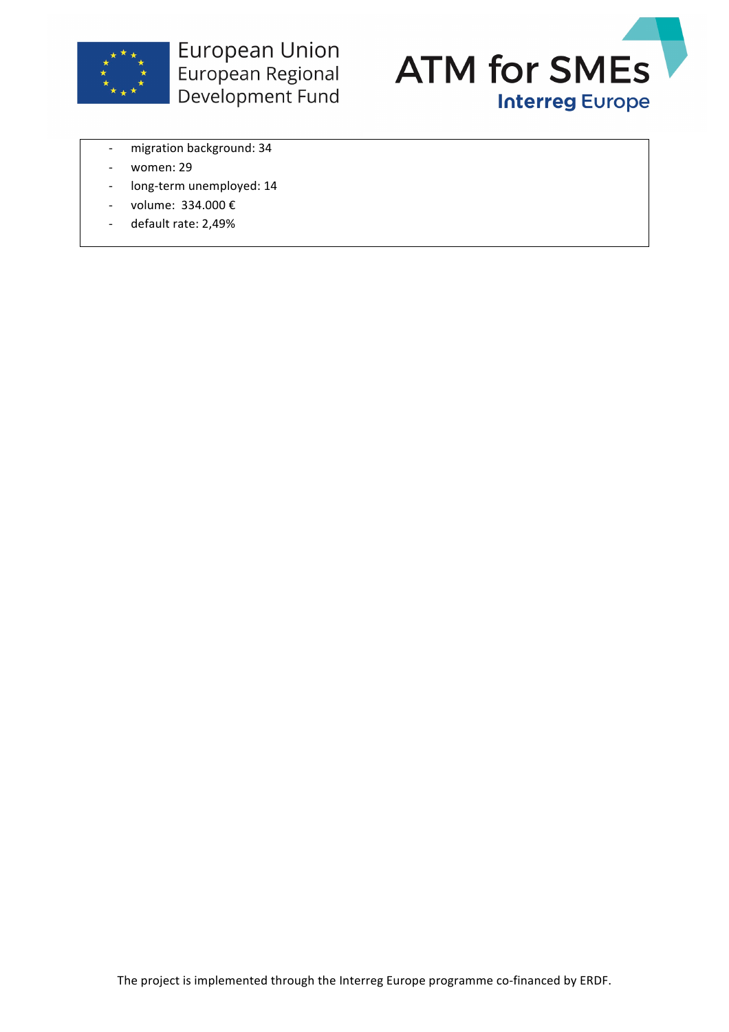- migration background: 34
- women: 29
- long-term unemployed: 14
- volume: 334.000 €
- default rate: 2,49%